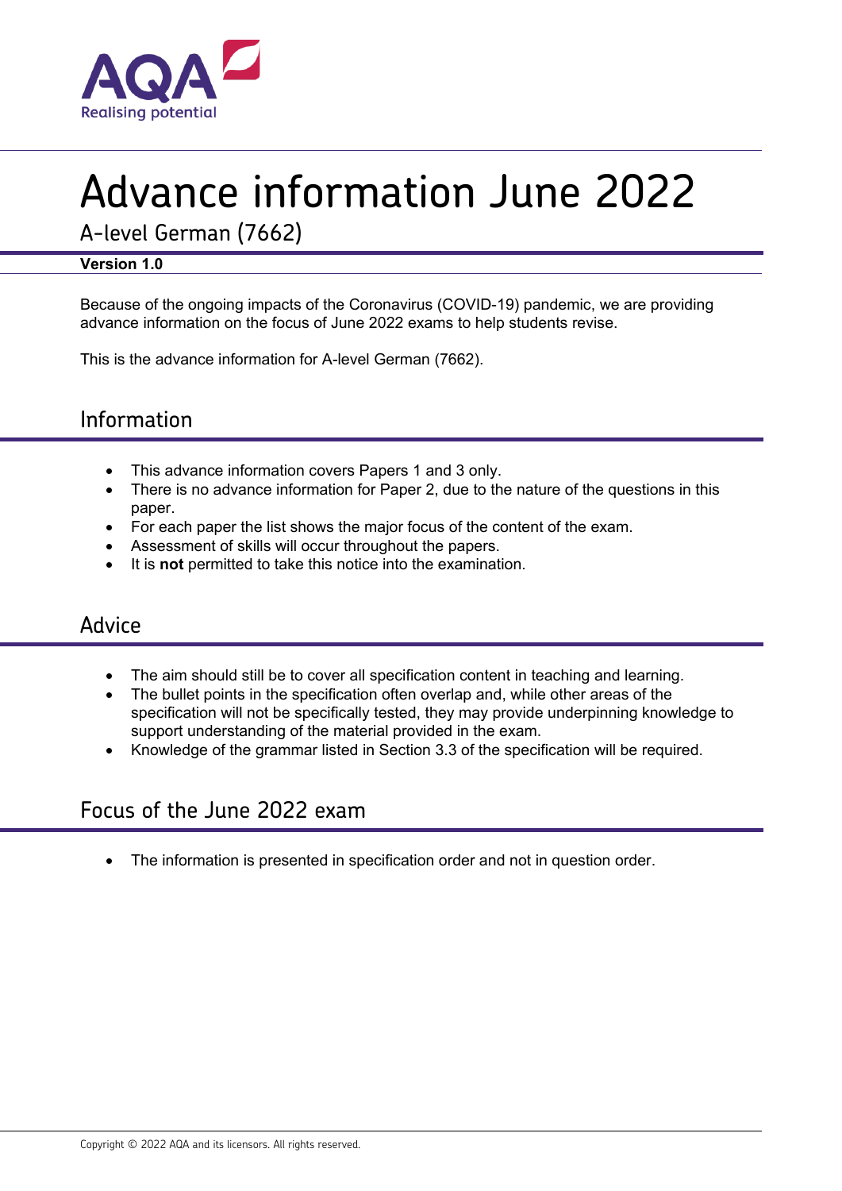# Advance information June 2022

A-level German (7662)

**Version 1.0**

Because of the ongoing impacts of the Coronavirus (COVID-19) pandemic, we are providing advance information on the focus of June 2022 exams to help students revise.

This is the advance information for A-level German (7662).

## Information

- This advance information covers Papers 1 and 3 only.
- There is no advance information for Paper 2, due to the nature of the questions in this paper.
- For each paper the list shows the major focus of the content of the exam.
- Assessment of skills will occur throughout the papers.
- It is **not** permitted to take this notice into the examination.

## Advice

- The aim should still be to cover all specification content in teaching and learning.
- The bullet points in the specification often overlap and, while other areas of the specification will not be specifically tested, they may provide underpinning knowledge to support understanding of the material provided in the exam.
- Knowledge of the grammar listed in Section 3.3 of the specification will be required.

## Focus of the June 2022 exam

- The information is presented in specification order and not in question order.

Copyright © 2022 AQA and its licensors. All rights reserved.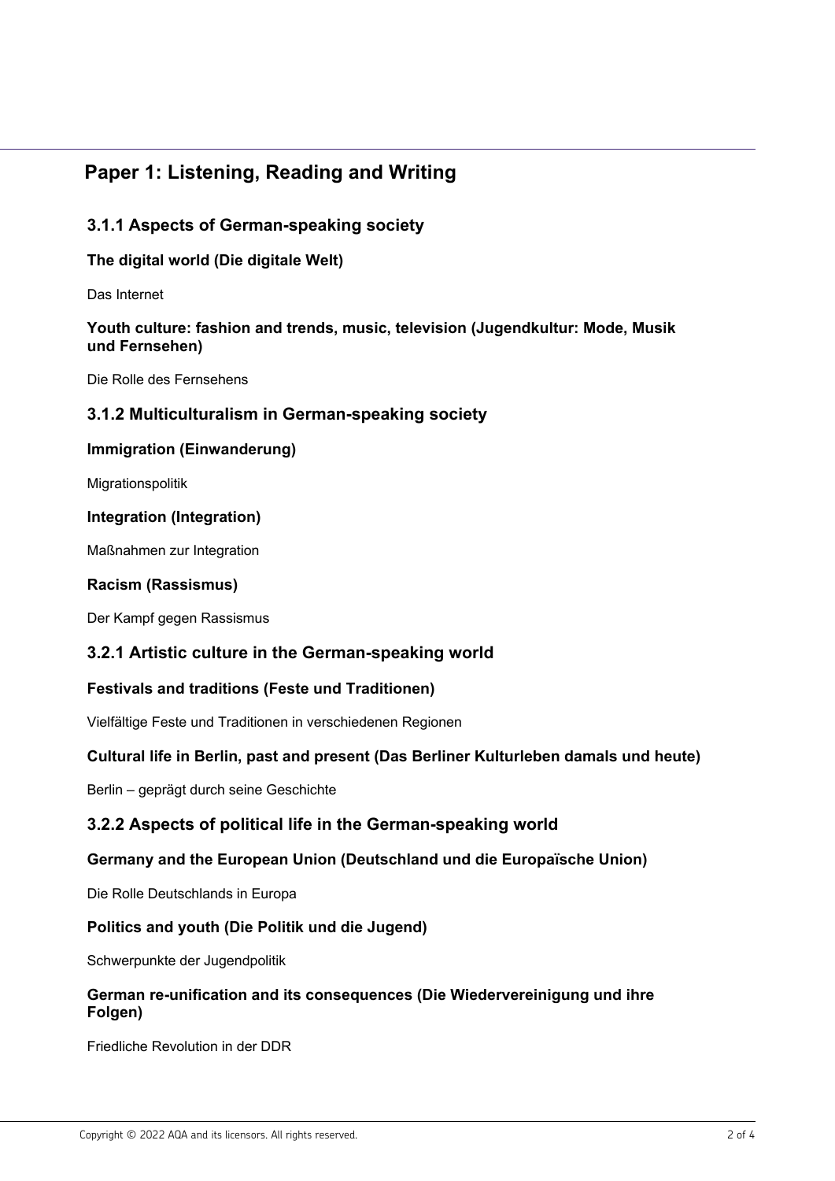# Paper 1: Listening, Reading and Writing

## 3.1.1 Aspects of German-speaking society

### The digital world (Die digitale Welt)

Das Internet

### Youth culture: fashion and trends, music, television (Jugendkultur: Mode, Musik und Fernsehen)

Die Rolle des Fernsehens

## 3.1.2 Multiculturalism in German-speaking society

### Immigration (Einwanderung)

Migrationspolitik

### Integration (Integration)

Maßnahmen zur Integration

### Racism (Rassismus)

Der Kampf gegen Rassismus

## 3.2.1 Artistic culture in the German-speaking world

### Festivals and traditions (Feste und Traditionen)

Vielfältige Feste und Traditionen in verschiedenen Regionen

### Cultural life in Berlin, past and present (Das Berliner Kulturleben damals und heute)

Berlin – geprägt durch seine Geschichte

## 3.2.2 Aspects of political life in the German-speaking world

### Germany and the European Union (Deutschland und die Europaïsche Union)

Die Rolle Deutschlands in Europa

### Politics and youth (Die Politik und die Jugend)

Schwerpunkte der Jugendpolitik

### German re-unification and its consequences (Die Wiedervereinigung und ihre Folgen)

Friedliche Revolution in der DDR

Copyright © 2022 AQA and its licensors. All rights reserved.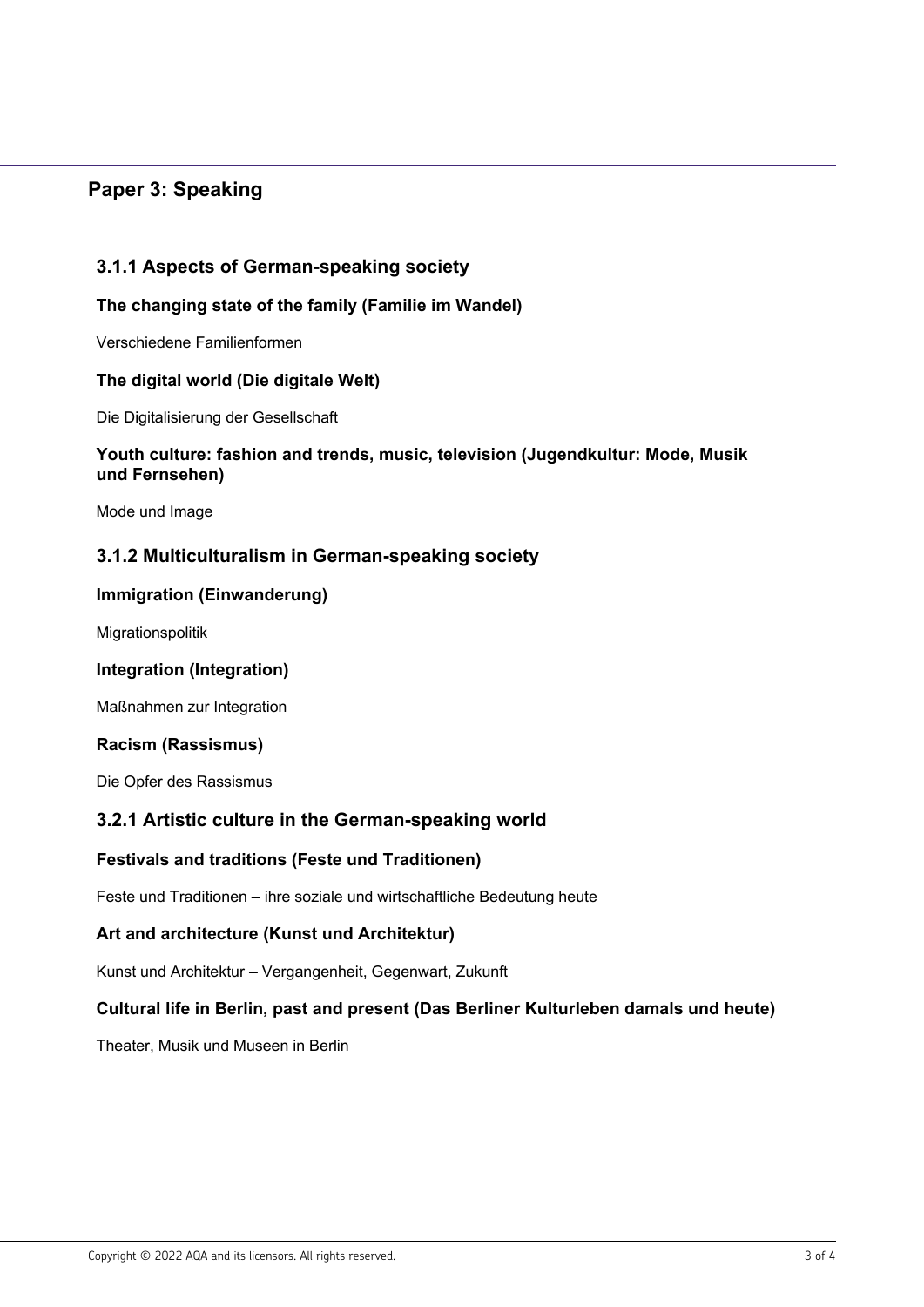## Paper 3: Speaking

### 3.1.1 Aspects of German-speaking society

**The changing state of the family (Familie im Wandel)**

Verschiedene Familienformen

**The digital world (Die digitale Welt)**

Die Digitalisierung der Gesellschaft

**Youth culture: fashion and trends, music, television (Jugendkultur: Mode, Musik und Fernsehen)**

Mode und Image

### 3.1.2 Multiculturalism in German-speaking society

**Immigration (Einwanderung)**

Migrationspolitik

**Integration (Integration)**

Maßnahmen zur Integration

**Racism (Rassismus)**

Die Opfer des Rassismus

### 3.2.1 Artistic culture in the German-speaking world

**Festivals and traditions (Feste und Traditionen)**

Feste und Traditionen – ihre soziale und wirtschaftliche Bedeutung heute

**Art and architecture (Kunst und Architektur)**

Kunst und Architektur – Vergangenheit, Gegenwart, Zukunft

**Cultural life in Berlin, past and present (Das Berliner Kulturleben damals und heute)**

Theater, Musik und Museen in Berlin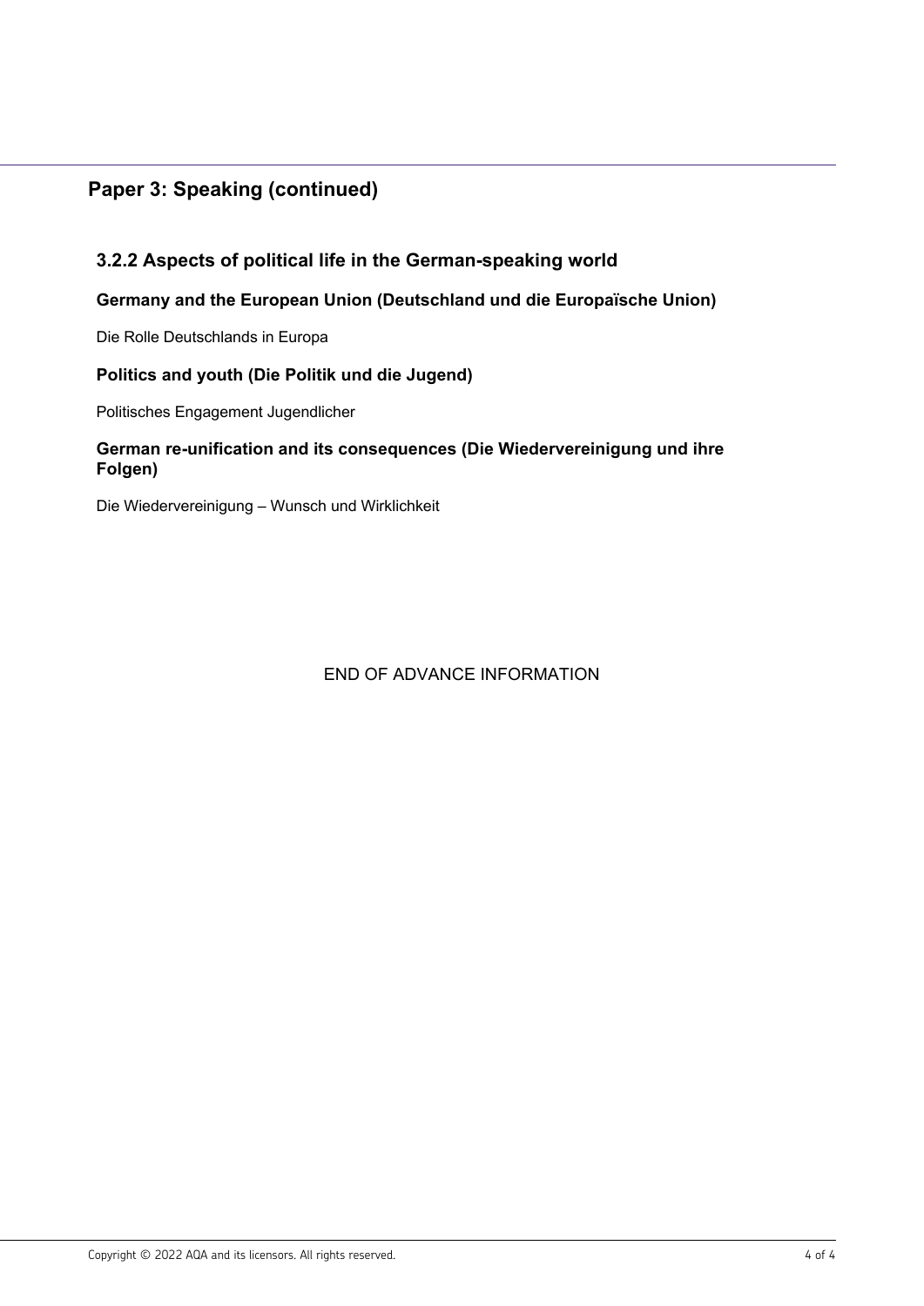## Paper 3: Speaking (continued)

### 3.2.2 Aspects of political life in the German-speaking world

**Germany and the European Union (Deutschland und die Europaïsche Union)**

Die Rolle Deutschlands in Europa

**Politics and youth (Die Politik und die Jugend)**

Politisches Engagement Jugendlicher

**German re-unification and its consequences (Die Wiedervereinigung und ihre Folgen)**

Die Wiedervereinigung – Wunsch und Wirklichkeit

END OF ADVANCE INFORMATION

Copyright © 2022 AQA and its licensors. All rights reserved.